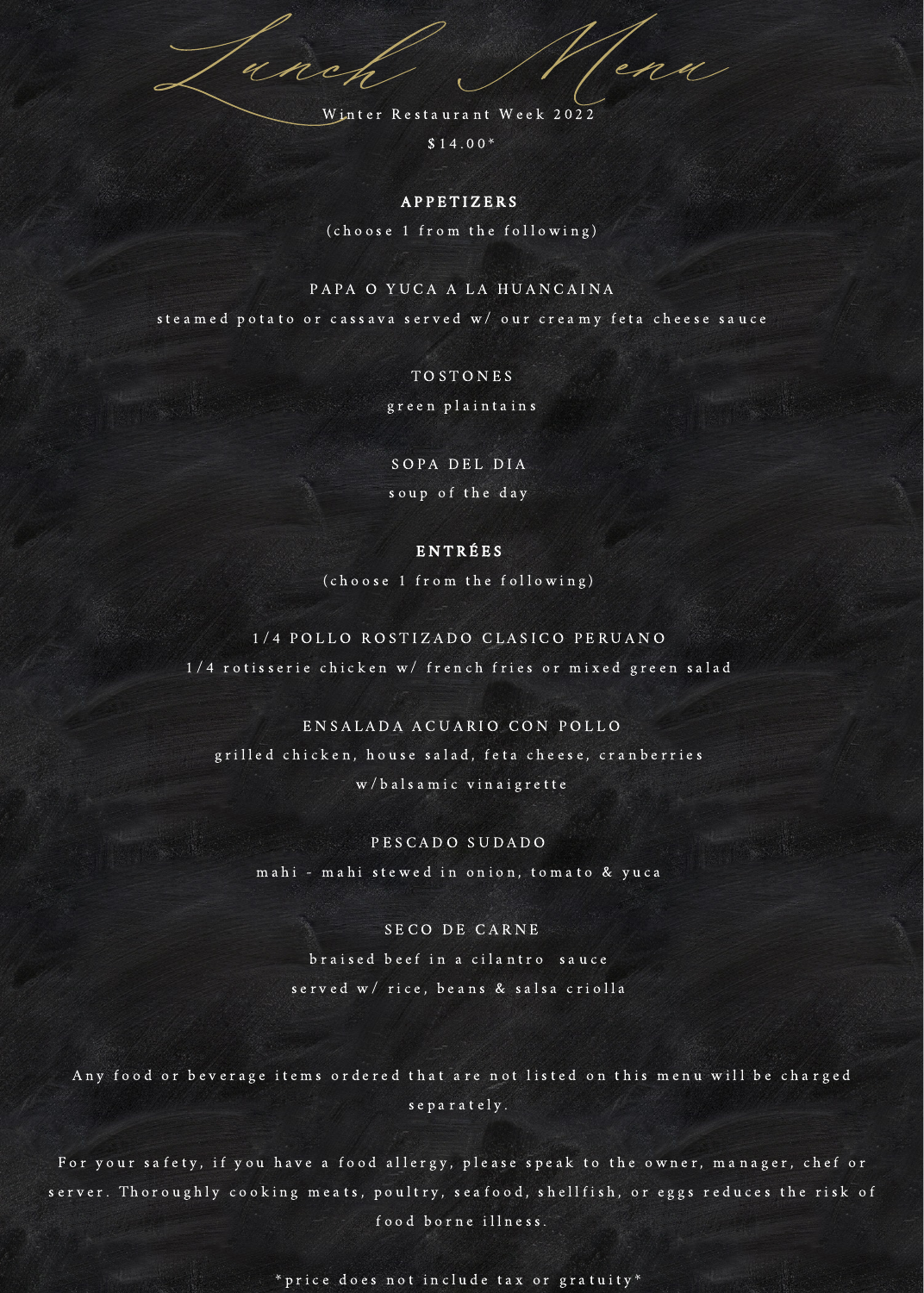# Lunch Menu

Winter Restaurant Week 2022

$14.00*

## APPETIZERS

(choose 1 from the following)

**PAPA O YUCA A LA HUANCAINA**

steamed potato or cassava served w/ our creamy feta cheese sauce

**TOSTONES**

green plaintains

**SOPA DEL DIA**

soup of the day

## ENTRÉES

(choose 1 from the following)

**1/4 POLLO ROSTIZADO CLASICO PERUANO**

1/4 rotisserie chicken w/ french fries or mixed green salad

**ENSALADA ACUARIO CON POLLO**

grilled chicken, house salad, feta cheese, cranberries w/balsamic vinaigrette

**PESCADO SUDADO**

mahi - mahi stewed in onion, tomato & yuca

**SECO DE CARNE**

braised beef in a cilantro sauce served w/ rice, beans & salsa criolla

Any food or beverage items ordered that are not listed on this menu will be charged separately.

For your safety, if you have a food allergy, please speak to the owner, manager, chef or server. Thoroughly cooking meats, poultry, seafood, shellfish, or eggs reduces the risk of food borne illness.

*price does not include tax or gratuity*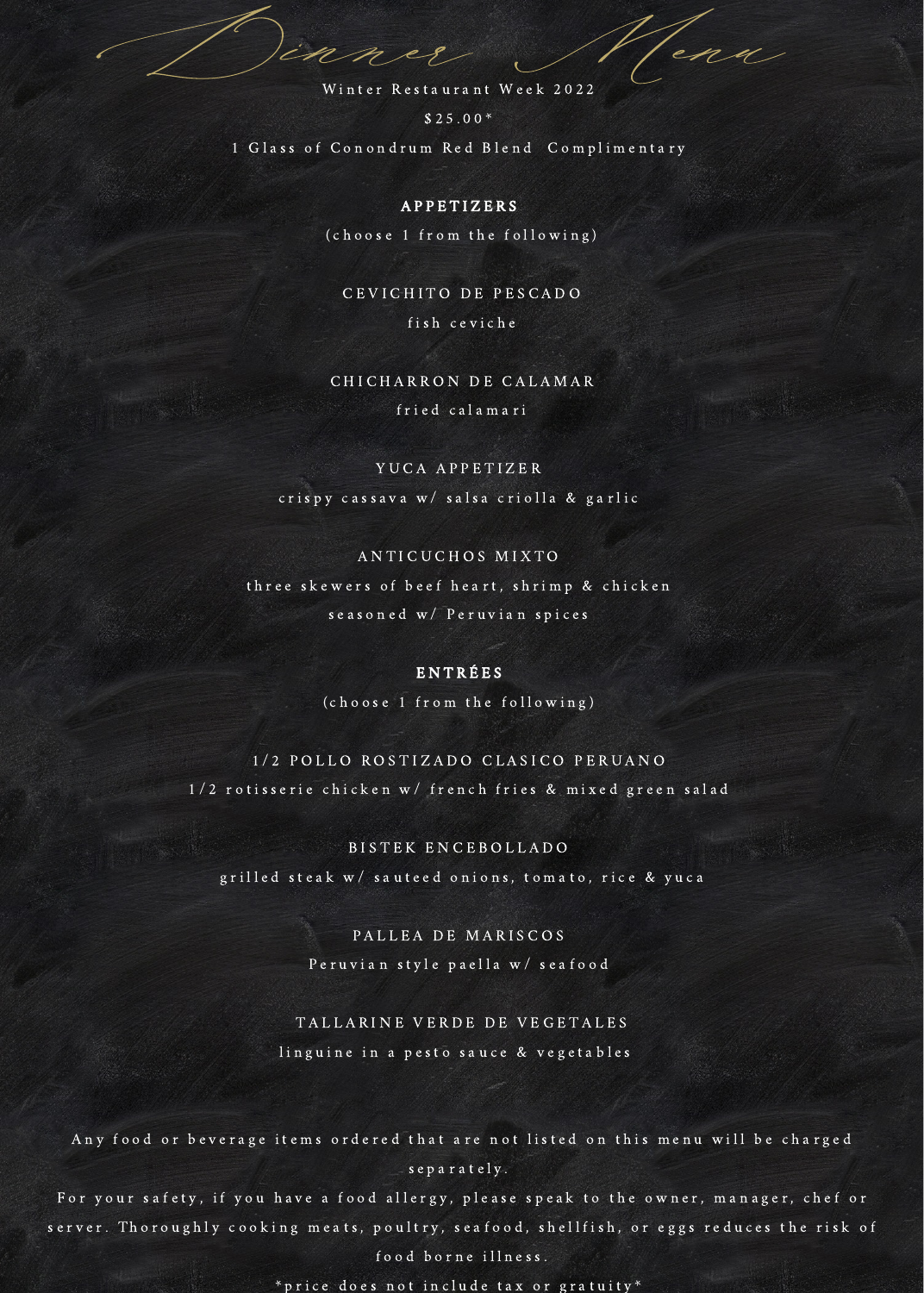# Dinner Menu

Winter Restaurant Week 2022

$25.00*

1 Glass of Conondrum Red Blend Complimentary

## APPETIZERS

(choose 1 from the following)

CEVICHITO DE PESCADO

fish ceviche

CHICHARRON DE CALAMAR

fried calamari

YUCA APPETIZER

crispy cassava w/ salsa criolla & garlic

ANTICUCHOS MIXTO

three skewers of beef heart, shrimp & chicken seasoned w/ Peruvian spices

## ENTRÉES

(choose 1 from the following)

1/2 POLLO ROSTIZADO CLASICO PERUANO

1/2 rotisserie chicken w/ french fries & mixed green salad

BISTEK ENCEBOLLADO

grilled steak w/ sauteed onions, tomato, rice & yuca

PALLEA DE MARISCOS

Peruvian style paella w/ seafood

TALLARINE VERDE DE VEGETALES

linguine in a pesto sauce & vegetables

Any food or beverage items ordered that are not listed on this menu will be charged separately.

For your safety, if you have a food allergy, please speak to the owner, manager, chef or server. Thoroughly cooking meats, poultry, seafood, shellfish, or eggs reduces the risk of food borne illness.

*price does not include tax or gratuity*